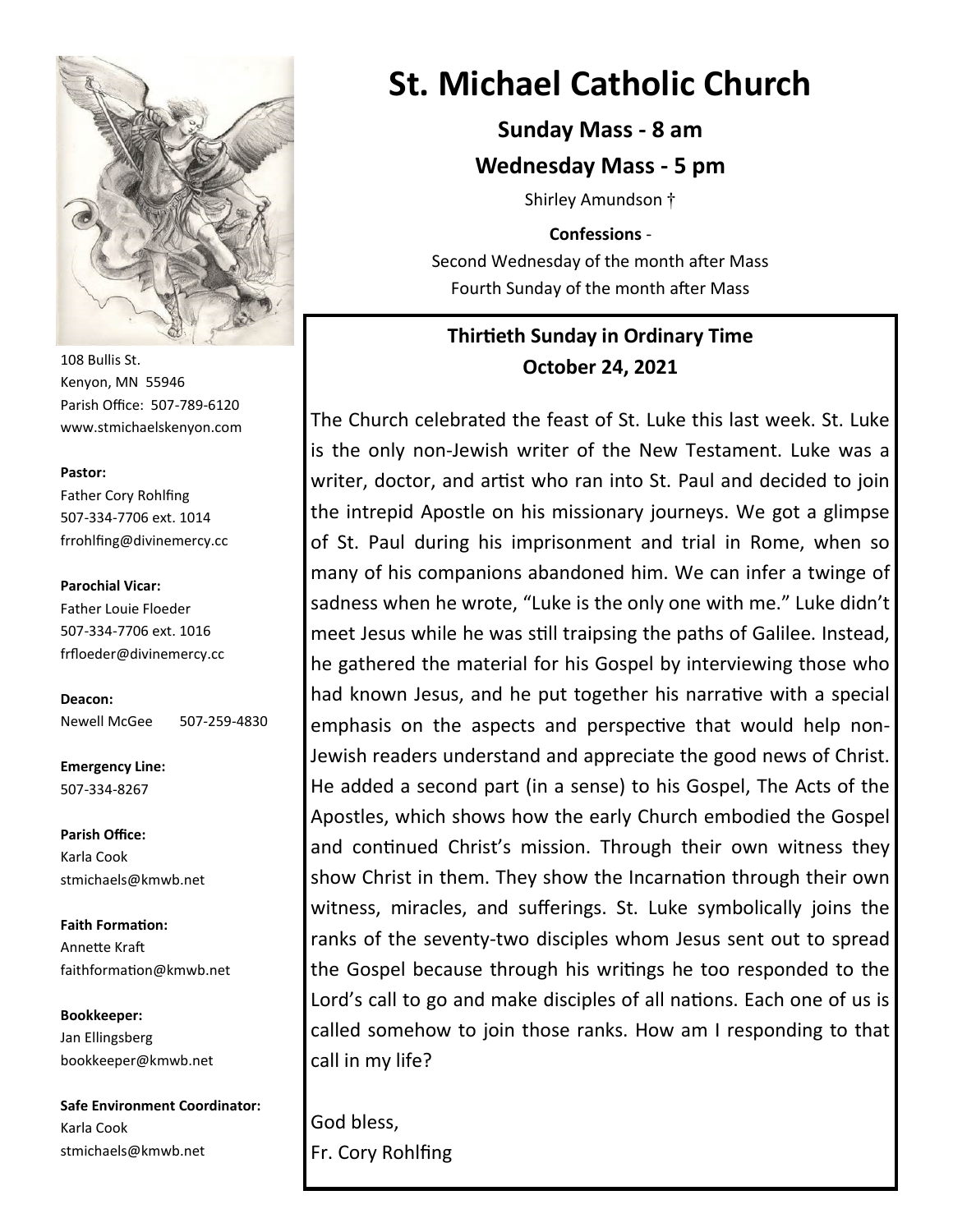# St. Michael Catholic Church

**Sunday Mass - 8 am**

**Wednesday Mass - 5 pm**

Shirley Amundson †

**Confessions** -

Second Wednesday of the month after Mass

Fourth Sunday of the month after Mass

## Thirtieth Sunday in Ordinary Time
## October 24, 2021

The Church celebrated the feast of St. Luke this last week. St. Luke is the only non-Jewish writer of the New Testament. Luke was a writer, doctor, and artist who ran into St. Paul and decided to join the intrepid Apostle on his missionary journeys. We got a glimpse of St. Paul during his imprisonment and trial in Rome, when so many of his companions abandoned him. We can infer a twinge of sadness when he wrote, "Luke is the only one with me." Luke didn't meet Jesus while he was still traipsing the paths of Galilee. Instead, he gathered the material for his Gospel by interviewing those who had known Jesus, and he put together his narrative with a special emphasis on the aspects and perspective that would help non-Jewish readers understand and appreciate the good news of Christ. He added a second part (in a sense) to his Gospel, The Acts of the Apostles, which shows how the early Church embodied the Gospel and continued Christ's mission. Through their own witness they show Christ in them. They show the Incarnation through their own witness, miracles, and sufferings. St. Luke symbolically joins the ranks of the seventy-two disciples whom Jesus sent out to spread the Gospel because through his writings he too responded to the Lord's call to go and make disciples of all nations. Each one of us is called somehow to join those ranks. How am I responding to that call in my life?

God bless,
Fr. Cory Rohlfing

---

108 Bullis St.
Kenyon, MN 55946
Parish Office: 507-789-6120
www.stmichaelskenyon.com

**Pastor:**
Father Cory Rohlfing
507-334-7706 ext. 1014
frrohlfing@divinemercy.cc

**Parochial Vicar:**
Father Louie Floeder
507-334-7706 ext. 1016
frfloeder@divinemercy.cc

**Deacon:**
Newell McGee 507-259-4830

**Emergency Line:**
507-334-8267

**Parish Office:**
Karla Cook
stmichaels@kmwb.net

**Faith Formation:**
Annette Kraft
faithformation@kmwb.net

**Bookkeeper:**
Jan Ellingsberg
bookkeeper@kmwb.net

**Safe Environment Coordinator:**
Karla Cook
stmichaels@kmwb.net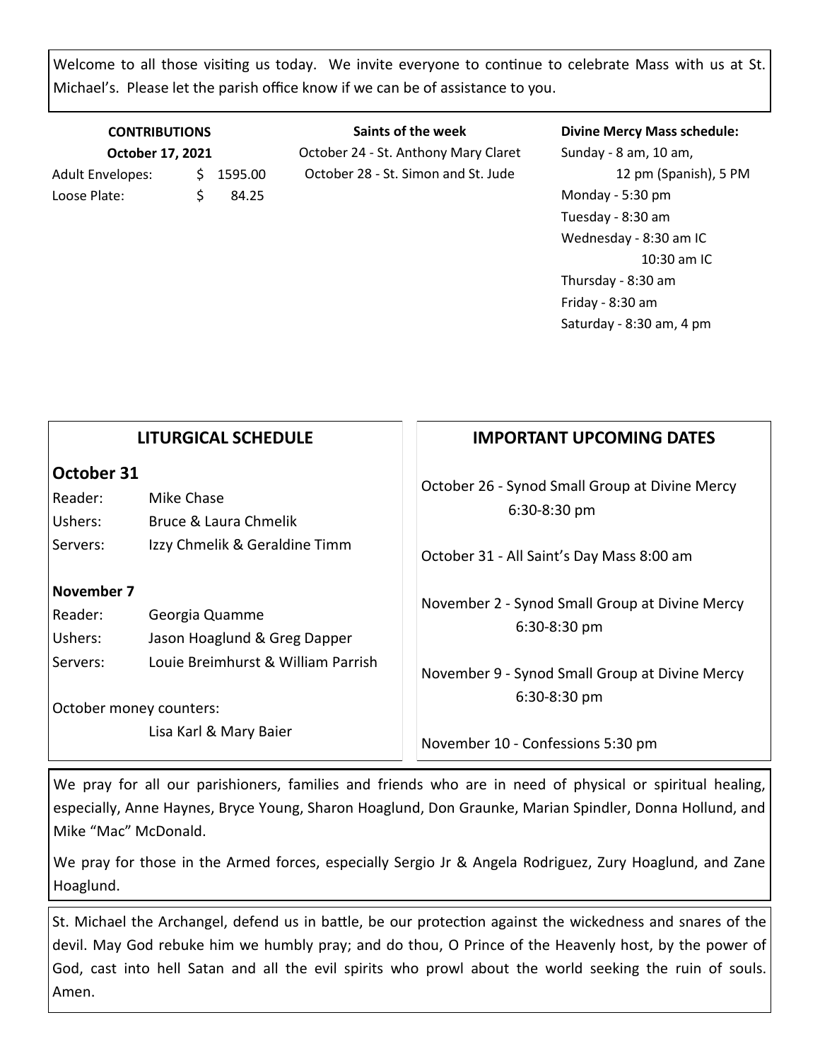Welcome to all those visiting us today. We invite everyone to continue to celebrate Mass with us at St. Michael's. Please let the parish office know if we can be of assistance to you.

**CONTRIBUTIONS**

**October 17, 2021**

| | |
|---|---|
| Adult Envelopes: | $ 1595.00 |
| Loose Plate: | $ 84.25 |

**Saints of the week**

October 24 - St. Anthony Mary Claret

October 28 - St. Simon and St. Jude

**Divine Mercy Mass schedule:**

Sunday - 8 am, 10 am, 12 pm (Spanish), 5 PM

Monday - 5:30 pm

Tuesday - 8:30 am

Wednesday - 8:30 am IC, 10:30 am IC

Thursday - 8:30 am

Friday - 8:30 am

Saturday - 8:30 am, 4 pm

## LITURGICAL SCHEDULE

### October 31

| | |
|---|---|
| Reader: | Mike Chase |
| Ushers: | Bruce & Laura Chmelik |
| Servers: | Izzy Chmelik & Geraldine Timm |

### November 7

| | |
|---|---|
| Reader: | Georgia Quamme |
| Ushers: | Jason Hoaglund & Greg Dapper |
| Servers: | Louie Breimhurst & William Parrish |

October money counters:

Lisa Karl & Mary Baier

## IMPORTANT UPCOMING DATES

October 26 - Synod Small Group at Divine Mercy 6:30-8:30 pm

October 31 - All Saint's Day Mass 8:00 am

November 2 - Synod Small Group at Divine Mercy 6:30-8:30 pm

November 9 - Synod Small Group at Divine Mercy 6:30-8:30 pm

November 10 - Confessions 5:30 pm

We pray for all our parishioners, families and friends who are in need of physical or spiritual healing, especially, Anne Haynes, Bryce Young, Sharon Hoaglund, Don Graunke, Marian Spindler, Donna Hollund, and Mike "Mac" McDonald.

We pray for those in the Armed forces, especially Sergio Jr & Angela Rodriguez, Zury Hoaglund, and Zane Hoaglund.

St. Michael the Archangel, defend us in battle, be our protection against the wickedness and snares of the devil. May God rebuke him we humbly pray; and do thou, O Prince of the Heavenly host, by the power of God, cast into hell Satan and all the evil spirits who prowl about the world seeking the ruin of souls. Amen.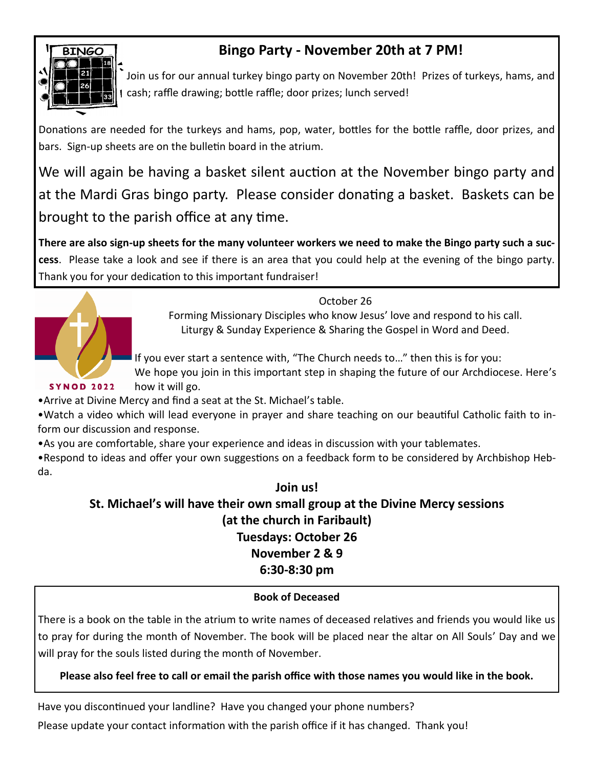## Bingo Party - November 20th at 7 PM!

Join us for our annual turkey bingo party on November 20th! Prizes of turkeys, hams, and cash; raffle drawing; bottle raffle; door prizes; lunch served!

Donations are needed for the turkeys and hams, pop, water, bottles for the bottle raffle, door prizes, and bars. Sign-up sheets are on the bulletin board in the atrium.

We will again be having a basket silent auction at the November bingo party and at the Mardi Gras bingo party. Please consider donating a basket. Baskets can be brought to the parish office at any time.

**There are also sign-up sheets for the many volunteer workers we need to make the Bingo party such a success**. Please take a look and see if there is an area that you could help at the evening of the bingo party. Thank you for your dedication to this important fundraiser!

SYNOD 2022

October 26
Forming Missionary Disciples who know Jesus' love and respond to his call.
Liturgy & Sunday Experience & Sharing the Gospel in Word and Deed.

If you ever start a sentence with, "The Church needs to…" then this is for you:
We hope you join in this important step in shaping the future of our Archdiocese. Here's how it will go.

- Arrive at Divine Mercy and find a seat at the St. Michael's table.
- Watch a video which will lead everyone in prayer and share teaching on our beautiful Catholic faith to inform our discussion and response.
- As you are comfortable, share your experience and ideas in discussion with your tablemates.
- Respond to ideas and offer your own suggestions on a feedback form to be considered by Archbishop Hebda.

**Join us!**
**St. Michael's will have their own small group at the Divine Mercy sessions**
**(at the church in Faribault)**
**Tuesdays: October 26**
**November 2 & 9**
**6:30-8:30 pm**

### Book of Deceased

There is a book on the table in the atrium to write names of deceased relatives and friends you would like us to pray for during the month of November. The book will be placed near the altar on All Souls' Day and we will pray for the souls listed during the month of November.

**Please also feel free to call or email the parish office with those names you would like in the book.**

Have you discontinued your landline? Have you changed your phone numbers?
Please update your contact information with the parish office if it has changed. Thank you!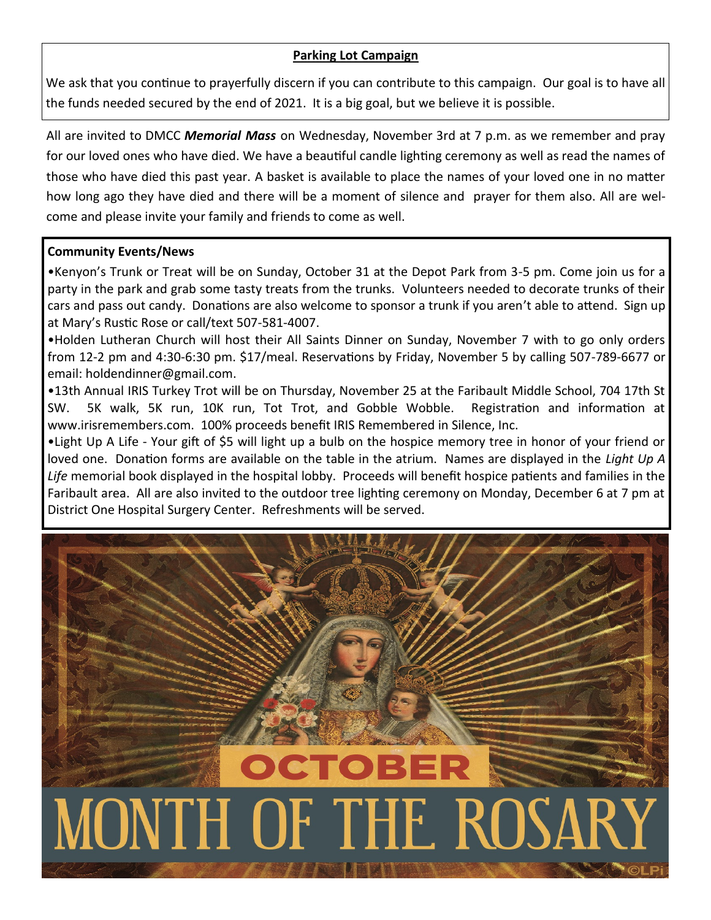**Parking Lot Campaign**

We ask that you continue to prayerfully discern if you can contribute to this campaign. Our goal is to have all the funds needed secured by the end of 2021. It is a big goal, but we believe it is possible.

All are invited to DMCC ***Memorial Mass*** on Wednesday, November 3rd at 7 p.m. as we remember and pray for our loved ones who have died. We have a beautiful candle lighting ceremony as well as read the names of those who have died this past year. A basket is available to place the names of your loved one in no matter how long ago they have died and there will be a moment of silence and prayer for them also. All are welcome and please invite your family and friends to come as well.

**Community Events/News**

- Kenyon's Trunk or Treat will be on Sunday, October 31 at the Depot Park from 3-5 pm. Come join us for a party in the park and grab some tasty treats from the trunks. Volunteers needed to decorate trunks of their cars and pass out candy. Donations are also welcome to sponsor a trunk if you aren't able to attend. Sign up at Mary's Rustic Rose or call/text 507-581-4007.
- Holden Lutheran Church will host their All Saints Dinner on Sunday, November 7 with to go only orders from 12-2 pm and 4:30-6:30 pm. $17/meal. Reservations by Friday, November 5 by calling 507-789-6677 or email: holdendinner@gmail.com.
- 13th Annual IRIS Turkey Trot will be on Thursday, November 25 at the Faribault Middle School, 704 17th St SW. 5K walk, 5K run, 10K run, Tot Trot, and Gobble Wobble. Registration and information at www.irisremembers.com. 100% proceeds benefit IRIS Remembered in Silence, Inc.
- Light Up A Life - Your gift of $5 will light up a bulb on the hospice memory tree in honor of your friend or loved one. Donation forms are available on the table in the atrium. Names are displayed in the *Light Up A Life* memorial book displayed in the hospital lobby. Proceeds will benefit hospice patients and families in the Faribault area. All are also invited to the outdoor tree lighting ceremony on Monday, December 6 at 7 pm at District One Hospital Surgery Center. Refreshments will be served.

OCTOBER

MONTH OF THE ROSARY

©LPi